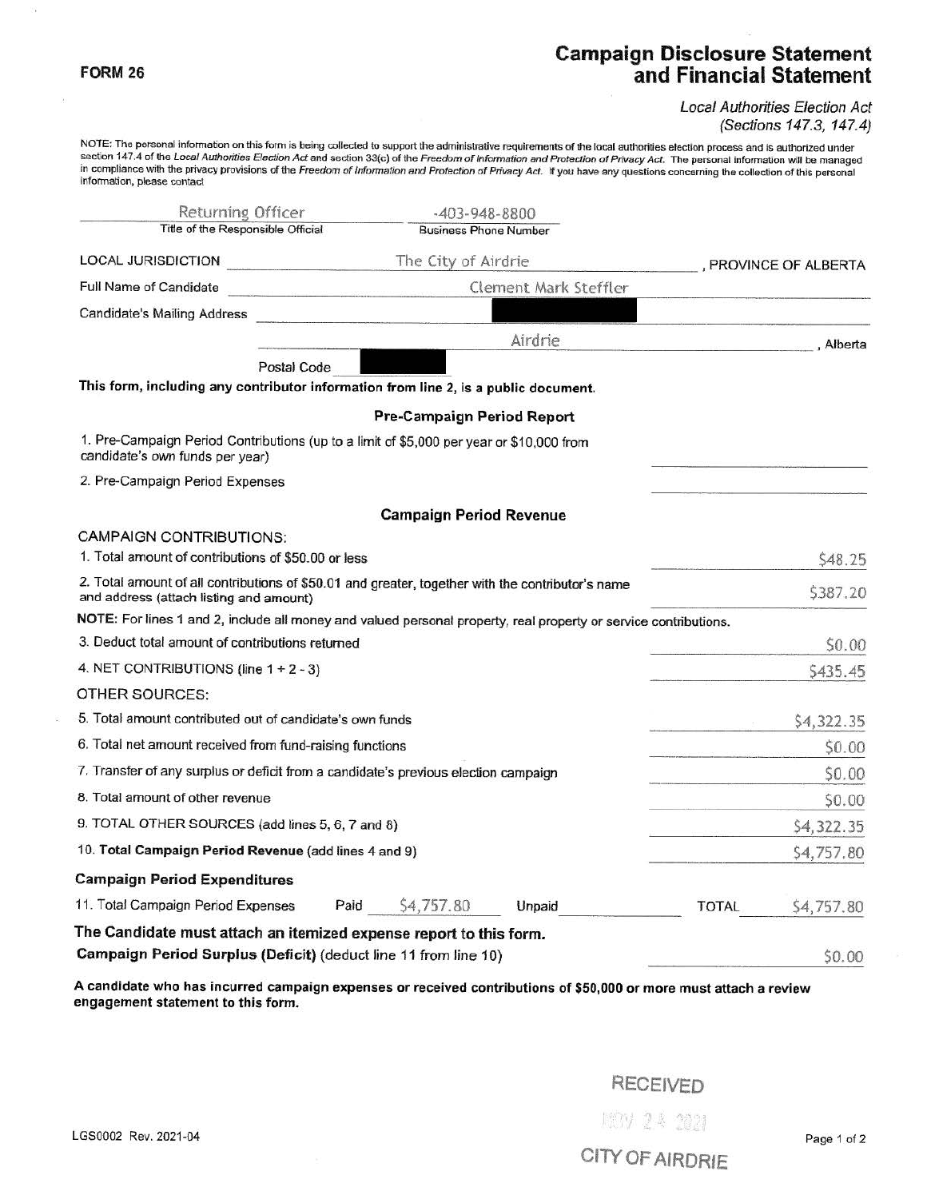**FORM 26**

# Campaign Disclosure Statement and Financial Statement

*Local Authorities Election Act (Sections 147.3, 147.4)*

NOTE: The personal information on this form is being collected to support the administrative requirements of the local authorities election process and is authorized under section 147.4 of the *Local Authorities Election Act* and section 33(c) of the *Freedom of Information and Protection of Privacy Act*. The personal information will be managed in compliance with the privacy provisions of the *Freedom of Information and Protection of Privacy Act*. If you have any questions concerning the collection of this personal information, please contact

| Title of the Responsible Official | Business Phone Number |
|---|---|
| Returning Officer | -403-948-8800 |

LOCAL JURISDICTION: The City of Airdrie, PROVINCE OF ALBERTA

Full Name of Candidate: Clement Mark Steffler

Candidate's Mailing Address: [redacted]

Airdrie, Alberta

Postal Code: [redacted]

**This form, including any contributor information from line 2, is a public document.**

### Pre-Campaign Period Report

| | |
|---|---|
| 1. Pre-Campaign Period Contributions (up to a limit of $5,000 per year or $10,000 from candidate's own funds per year) | |
| 2. Pre-Campaign Period Expenses | |

### Campaign Period Revenue

CAMPAIGN CONTRIBUTIONS:

| | |
|---|---|
| 1. Total amount of contributions of $50.00 or less | $48.25 |
| 2. Total amount of all contributions of $50.01 and greater, together with the contributor's name and address (attach listing and amount) | $387.20 |

**NOTE:** For lines 1 and 2, include all money and valued personal property, real property or service contributions.

| | |
|---|---|
| 3. Deduct total amount of contributions returned | $0.00 |
| 4. NET CONTRIBUTIONS (line 1 + 2 - 3) | $435.45 |

OTHER SOURCES:

| | |
|---|---|
| 5. Total amount contributed out of candidate's own funds | $4,322.35 |
| 6. Total net amount received from fund-raising functions | $0.00 |
| 7. Transfer of any surplus or deficit from a candidate's previous election campaign | $0.00 |
| 8. Total amount of other revenue | $0.00 |
| 9. TOTAL OTHER SOURCES (add lines 5, 6, 7 and 8) | $4,322.35 |
| 10. **Total Campaign Period Revenue** (add lines 4 and 9) | $4,757.80 |

### Campaign Period Expenditures

| | Paid | Unpaid | TOTAL |
|---|---|---|---|
| 11. Total Campaign Period Expenses | $4,757.80 | | $4,757.80 |

**The Candidate must attach an itemized expense report to this form.**

**Campaign Period Surplus (Deficit)** (deduct line 11 from line 10): $0.00

**A candidate who has incurred campaign expenses or received contributions of $50,000 or more must attach a review engagement statement to this form.**

RECEIVED
NOV 24 2021
CITY OF AIRDRIE

LGS0002 Rev. 2021-04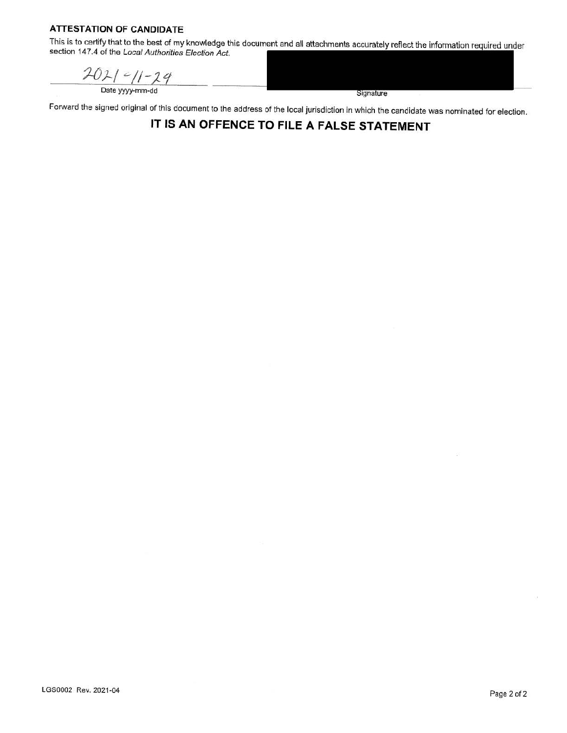**ATTESTATION OF CANDIDATE**

This is to certify that to the best of my knowledge this document and all attachments accurately reflect the information required under section 147.4 of the *Local Authorities Election Act*.

| 2021-11-29 | [REDACTED] |
| --- | --- |
| Date yyyy-mm-dd | Signature |

Forward the signed original of this document to the address of the local jurisdiction in which the candidate was nominated for election.

## IT IS AN OFFENCE TO FILE A FALSE STATEMENT

LGS0002 Rev. 2021-04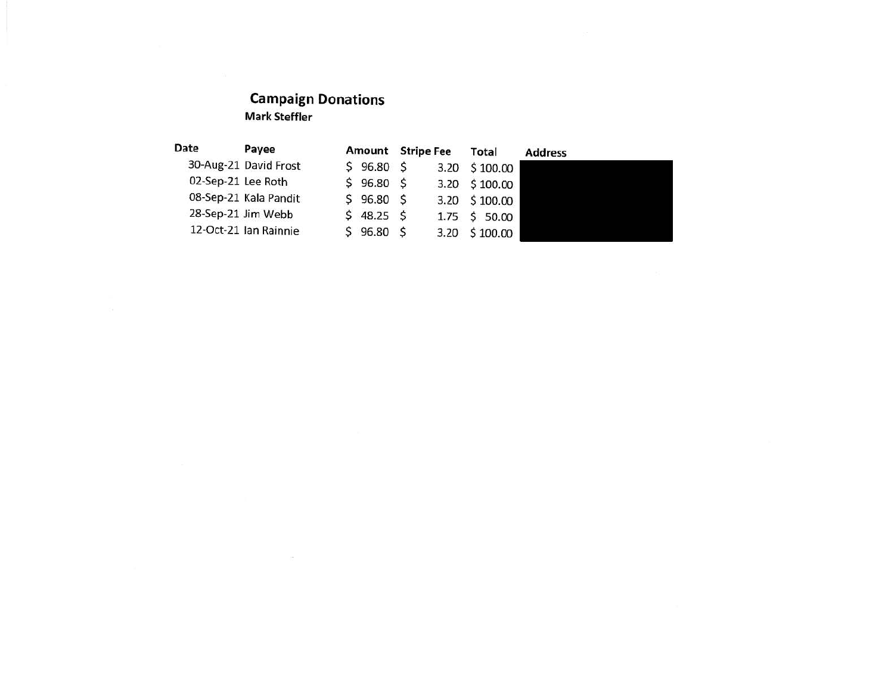## Campaign Donations

**Mark Steffler**

| Date | Payee | Amount | Stripe Fee | Total | Address |
|---|---|---|---|---|---|
| 30-Aug-21 | David Frost | $ 96.80 | $ 3.20 | $ 100.00 | |
| 02-Sep-21 | Lee Roth | $ 96.80 | $ 3.20 | $ 100.00 | |
| 08-Sep-21 | Kala Pandit | $ 96.80 | $ 3.20 | $ 100.00 | |
| 28-Sep-21 | Jim Webb | $ 48.25 | $ 1.75 | $ 50.00 | |
| 12-Oct-21 | Ian Rainnie | $ 96.80 | $ 3.20 | $ 100.00 | |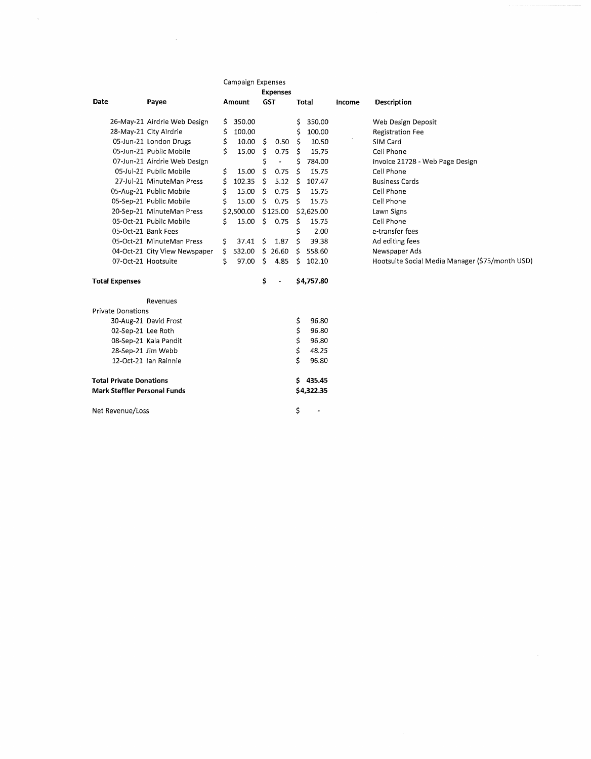Campaign Expenses

| Date | Payee | Amount | Expenses GST | Total | Income | Description |
|---|---|---|---|---|---|---|
| 26-May-21 | Airdrie Web Design | $ 350.00 | | $ 350.00 | | Web Design Deposit |
| 28-May-21 | City Airdrie | $ 100.00 | | $ 100.00 | | Registration Fee |
| 05-Jun-21 | London Drugs | $ 10.00 | $ 0.50 | $ 10.50 | | SIM Card |
| 05-Jun-21 | Public Mobile | $ 15.00 | $ 0.75 | $ 15.75 | | Cell Phone |
| 07-Jun-21 | Airdrie Web Design | | $ - | $ 784.00 | | Invoice 21728 - Web Page Design |
| 05-Jul-21 | Public Mobile | $ 15.00 | $ 0.75 | $ 15.75 | | Cell Phone |
| 27-Jul-21 | MinuteMan Press | $ 102.35 | $ 5.12 | $ 107.47 | | Business Cards |
| 05-Aug-21 | Public Mobile | $ 15.00 | $ 0.75 | $ 15.75 | | Cell Phone |
| 05-Sep-21 | Public Mobile | $ 15.00 | $ 0.75 | $ 15.75 | | Cell Phone |
| 20-Sep-21 | MinuteMan Press | $2,500.00 | $125.00 | $2,625.00 | | Lawn Signs |
| 05-Oct-21 | Public Mobile | $ 15.00 | $ 0.75 | $ 15.75 | | Cell Phone |
| 05-Oct-21 | Bank Fees | | | $ 2.00 | | e-transfer fees |
| 05-Oct-21 | MinuteMan Press | $ 37.41 | $ 1.87 | $ 39.38 | | Ad editing fees |
| 04-Oct-21 | City View Newspaper | $ 532.00 | $ 26.60 | $ 558.60 | | Newspaper Ads |
| 07-Oct-21 | Hootsuite | $ 97.00 | $ 4.85 | $ 102.10 | | Hootsuite Social Media Manager ($75/month USD) |
| **Total Expenses** | | | **$ -** | **$4,757.80** | | |

Revenues

| | | |
|---|---|---|
| Private Donations | | |
| 30-Aug-21 | David Frost | $ 96.80 |
| 02-Sep-21 | Lee Roth | $ 96.80 |
| 08-Sep-21 | Kala Pandit | $ 96.80 |
| 28-Sep-21 | Jim Webb | $ 48.25 |
| 12-Oct-21 | Ian Rainnie | $ 96.80 |
| **Total Private Donations** | | **$ 435.45** |
| **Mark Steffler Personal Funds** | | **$4,322.35** |
| Net Revenue/Loss | | $ - |